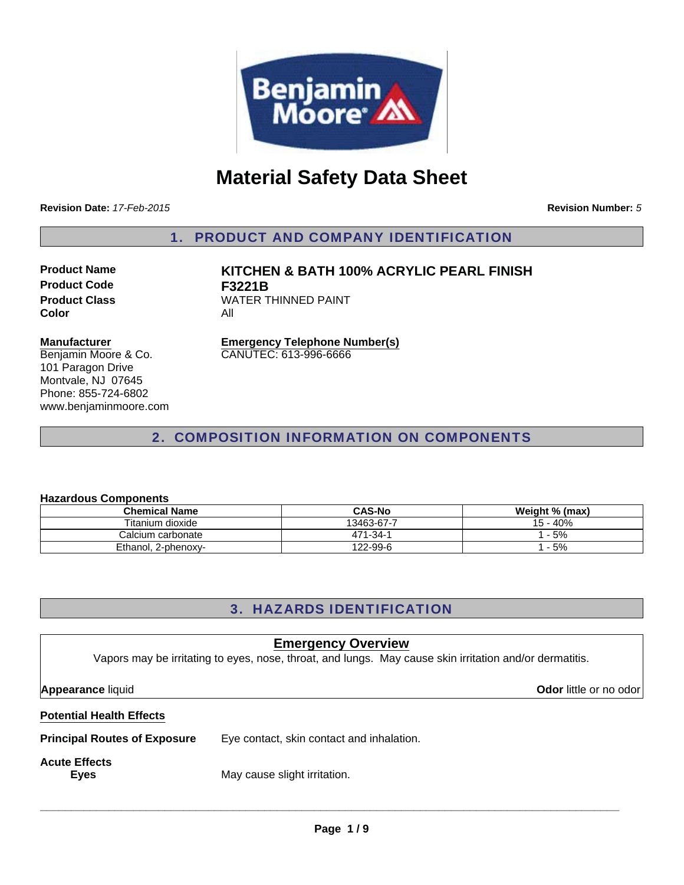# Material Safety Data Sheet

**Revision Date:** *17-Feb-2015*  **Revision Number:** *5*

## 1. PRODUCT AND COMPANY IDENTIFICATION

**Product Name** **KITCHEN & BATH 100% ACRYLIC PEARL FINISH**
**Product Code** **F3221B**
**Product Class** WATER THINNED PAINT
**Color** All

**Manufacturer**
Benjamin Moore & Co.
101 Paragon Drive
Montvale, NJ 07645
Phone: 855-724-6802
www.benjaminmoore.com

**Emergency Telephone Number(s)**
CANUTEC: 613-996-6666

## 2. COMPOSITION INFORMATION ON COMPONENTS

**Hazardous Components**

| Chemical Name | CAS-No | Weight % (max) |
|---|---|---|
| Titanium dioxide | 13463-67-7 | 15 - 40% |
| Calcium carbonate | 471-34-1 | 1 - 5% |
| Ethanol, 2-phenoxy- | 122-99-6 | 1 - 5% |

## 3. HAZARDS IDENTIFICATION

### Emergency Overview

Vapors may be irritating to eyes, nose, throat, and lungs. May cause skin irritation and/or dermatitis.

**Appearance** liquid  **Odor** little or no odor

**Potential Health Effects**

**Principal Routes of Exposure** Eye contact, skin contact and inhalation.

**Acute Effects**
**Eyes** May cause slight irritation.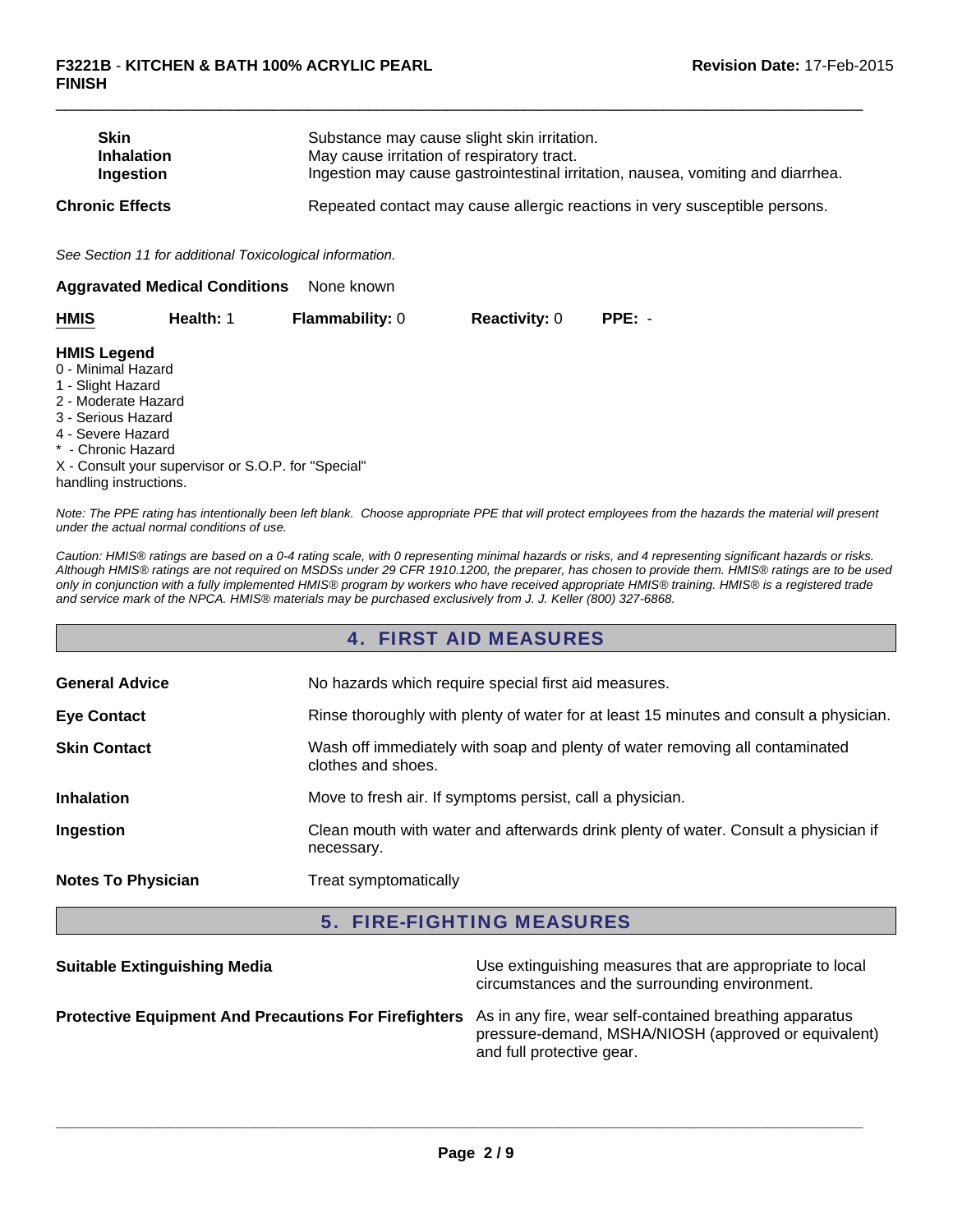| | |
|---|---|
| **Skin** | Substance may cause slight skin irritation. |
| **Inhalation** | May cause irritation of respiratory tract. |
| **Ingestion** | Ingestion may cause gastrointestinal irritation, nausea, vomiting and diarrhea. |

**Chronic Effects** Repeated contact may cause allergic reactions in very susceptible persons.

*See Section 11 for additional Toxicological information.*

**Aggravated Medical Conditions** None known

| **HMIS** | **Health:** 1 | **Flammability:** 0 | **Reactivity:** 0 | **PPE:** - |
|---|---|---|---|---|

**HMIS Legend**
0 - Minimal Hazard
1 - Slight Hazard
2 - Moderate Hazard
3 - Serious Hazard
4 - Severe Hazard
* - Chronic Hazard
X - Consult your supervisor or S.O.P. for "Special" handling instructions.

*Note: The PPE rating has intentionally been left blank. Choose appropriate PPE that will protect employees from the hazards the material will present under the actual normal conditions of use.*

*Caution: HMIS® ratings are based on a 0-4 rating scale, with 0 representing minimal hazards or risks, and 4 representing significant hazards or risks. Although HMIS® ratings are not required on MSDSs under 29 CFR 1910.1200, the preparer, has chosen to provide them. HMIS® ratings are to be used only in conjunction with a fully implemented HMIS® program by workers who have received appropriate HMIS® training. HMIS® is a registered trade and service mark of the NPCA. HMIS® materials may be purchased exclusively from J. J. Keller (800) 327-6868.*

## 4. FIRST AID MEASURES

| | |
|---|---|
| **General Advice** | No hazards which require special first aid measures. |
| **Eye Contact** | Rinse thoroughly with plenty of water for at least 15 minutes and consult a physician. |
| **Skin Contact** | Wash off immediately with soap and plenty of water removing all contaminated clothes and shoes. |
| **Inhalation** | Move to fresh air. If symptoms persist, call a physician. |
| **Ingestion** | Clean mouth with water and afterwards drink plenty of water. Consult a physician if necessary. |
| **Notes To Physician** | Treat symptomatically |

## 5. FIRE-FIGHTING MEASURES

| | |
|---|---|
| **Suitable Extinguishing Media** | Use extinguishing measures that are appropriate to local circumstances and the surrounding environment. |
| **Protective Equipment And Precautions For Firefighters** | As in any fire, wear self-contained breathing apparatus pressure-demand, MSHA/NIOSH (approved or equivalent) and full protective gear. |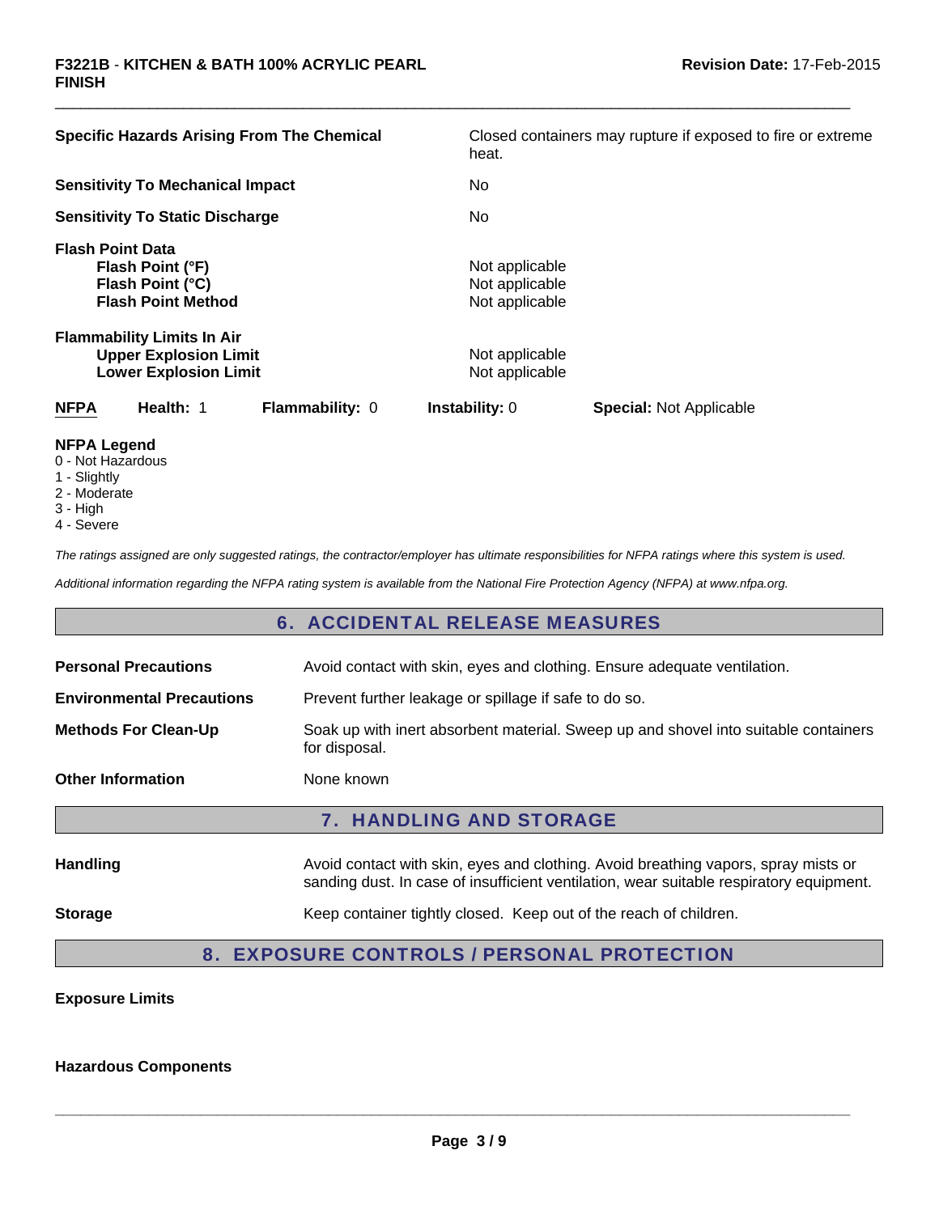| | |
|---|---|
| **Specific Hazards Arising From The Chemical** | Closed containers may rupture if exposed to fire or extreme heat. |
| **Sensitivity To Mechanical Impact** | No |
| **Sensitivity To Static Discharge** | No |
| **Flash Point Data** | |
| **Flash Point (°F)** | Not applicable |
| **Flash Point (°C)** | Not applicable |
| **Flash Point Method** | Not applicable |
| **Flammability Limits In Air** | |
| **Upper Explosion Limit** | Not applicable |
| **Lower Explosion Limit** | Not applicable |

| NFPA | Health: 1 | Flammability: 0 | Instability: 0 | Special: Not Applicable |
|---|---|---|---|---|

**NFPA Legend**
0 - Not Hazardous
1 - Slightly
2 - Moderate
3 - High
4 - Severe

*The ratings assigned are only suggested ratings, the contractor/employer has ultimate responsibilities for NFPA ratings where this system is used.*

*Additional information regarding the NFPA rating system is available from the National Fire Protection Agency (NFPA) at www.nfpa.org.*

## 6. ACCIDENTAL RELEASE MEASURES

| | |
|---|---|
| **Personal Precautions** | Avoid contact with skin, eyes and clothing. Ensure adequate ventilation. |
| **Environmental Precautions** | Prevent further leakage or spillage if safe to do so. |
| **Methods For Clean-Up** | Soak up with inert absorbent material. Sweep up and shovel into suitable containers for disposal. |
| **Other Information** | None known |

## 7. HANDLING AND STORAGE

| | |
|---|---|
| **Handling** | Avoid contact with skin, eyes and clothing. Avoid breathing vapors, spray mists or sanding dust. In case of insufficient ventilation, wear suitable respiratory equipment. |
| **Storage** | Keep container tightly closed. Keep out of the reach of children. |

## 8. EXPOSURE CONTROLS / PERSONAL PROTECTION

**Exposure Limits**

**Hazardous Components**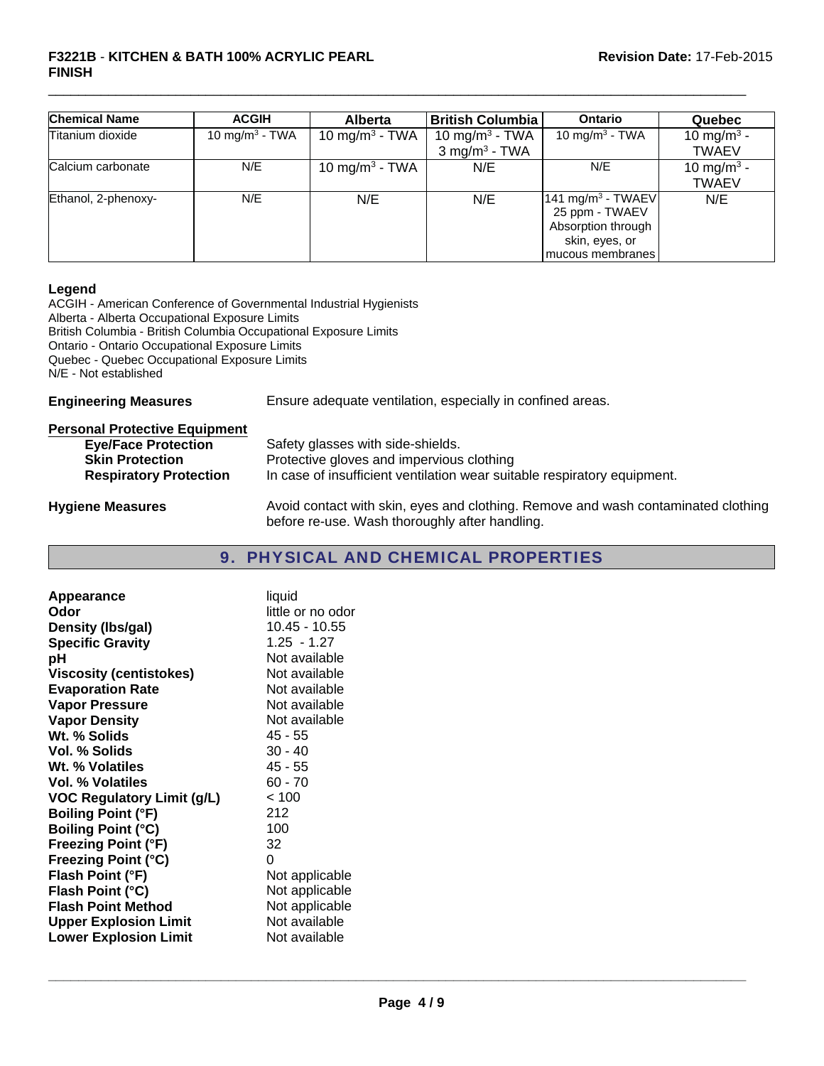| Chemical Name | ACGIH | Alberta | British Columbia | Ontario | Quebec |
|---|---|---|---|---|---|
| Titanium dioxide | 10 $mg/m^3$ - TWA | 10 $mg/m^3$ - TWA | 10 $mg/m^3$ - TWA 3 $mg/m^3$ - TWA | 10 $mg/m^3$ - TWA | 10 $mg/m^3$ - TWAEV |
| Calcium carbonate | N/E | 10 $mg/m^3$ - TWA | N/E | N/E | 10 $mg/m^3$ - TWAEV |
| Ethanol, 2-phenoxy- | N/E | N/E | N/E | 141 $mg/m^3$ - TWAEV 25 ppm - TWAEV Absorption through skin, eyes, or mucous membranes | N/E |

**Legend**

ACGIH - American Conference of Governmental Industrial Hygienists
Alberta - Alberta Occupational Exposure Limits
British Columbia - British Columbia Occupational Exposure Limits
Ontario - Ontario Occupational Exposure Limits
Quebec - Quebec Occupational Exposure Limits
N/E - Not established

**Engineering Measures** Ensure adequate ventilation, especially in confined areas.

**Personal Protective Equipment**

- **Eye/Face Protection** Safety glasses with side-shields.
- **Skin Protection** Protective gloves and impervious clothing
- **Respiratory Protection** In case of insufficient ventilation wear suitable respiratory equipment.

**Hygiene Measures** Avoid contact with skin, eyes and clothing. Remove and wash contaminated clothing before re-use. Wash thoroughly after handling.

## 9. PHYSICAL AND CHEMICAL PROPERTIES

| | |
|---|---|
| **Appearance** | liquid |
| **Odor** | little or no odor |
| **Density (lbs/gal)** | 10.45 - 10.55 |
| **Specific Gravity** | 1.25 - 1.27 |
| **pH** | Not available |
| **Viscosity (centistokes)** | Not available |
| **Evaporation Rate** | Not available |
| **Vapor Pressure** | Not available |
| **Vapor Density** | Not available |
| **Wt. % Solids** | 45 - 55 |
| **Vol. % Solids** | 30 - 40 |
| **Wt. % Volatiles** | 45 - 55 |
| **Vol. % Volatiles** | 60 - 70 |
| **VOC Regulatory Limit (g/L)** | < 100 |
| **Boiling Point (°F)** | 212 |
| **Boiling Point (°C)** | 100 |
| **Freezing Point (°F)** | 32 |
| **Freezing Point (°C)** | 0 |
| **Flash Point (°F)** | Not applicable |
| **Flash Point (°C)** | Not applicable |
| **Flash Point Method** | Not applicable |
| **Upper Explosion Limit** | Not available |
| **Lower Explosion Limit** | Not available |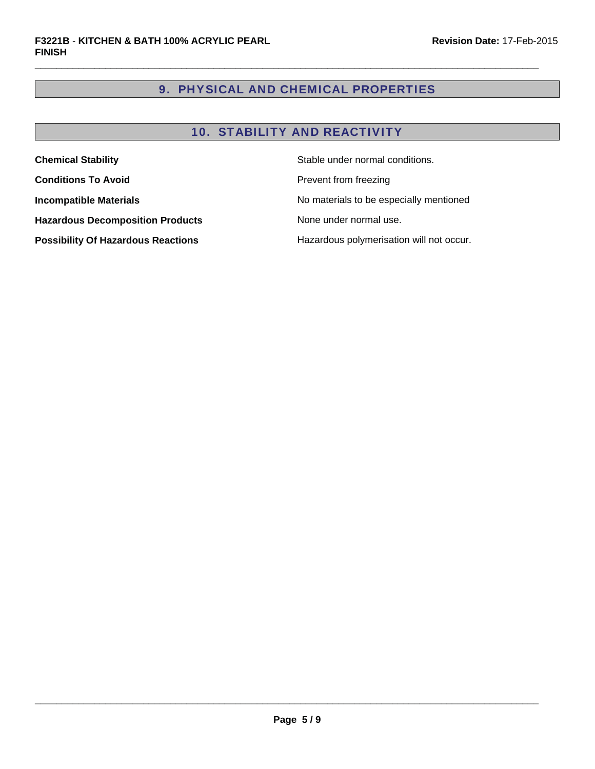## 9. PHYSICAL AND CHEMICAL PROPERTIES

## 10. STABILITY AND REACTIVITY

| | |
|---|---|
| **Chemical Stability** | Stable under normal conditions. |
| **Conditions To Avoid** | Prevent from freezing |
| **Incompatible Materials** | No materials to be especially mentioned |
| **Hazardous Decomposition Products** | None under normal use. |
| **Possibility Of Hazardous Reactions** | Hazardous polymerisation will not occur. |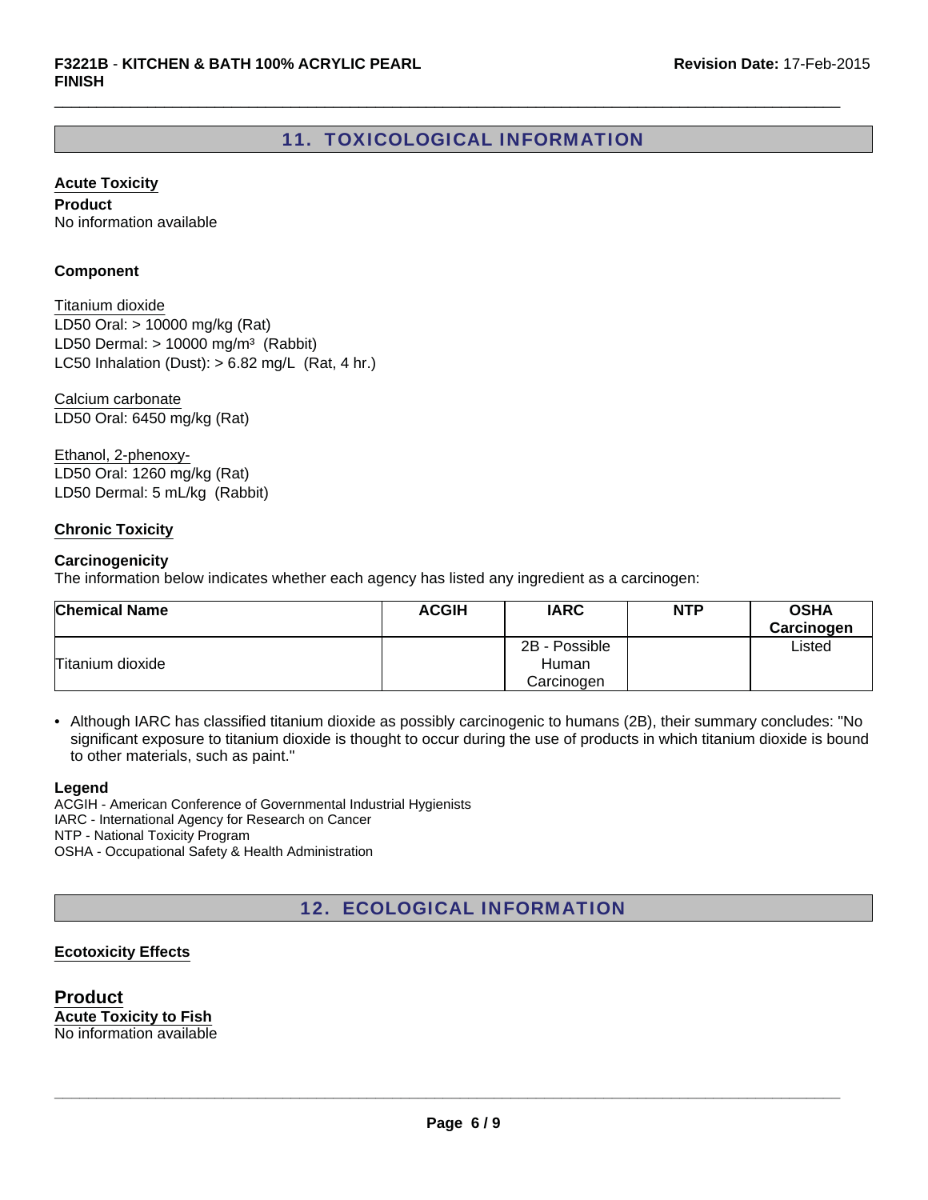## 11. TOXICOLOGICAL INFORMATION

### Acute Toxicity

**Product**
No information available

**Component**

Titanium dioxide
LD50 Oral: > 10000 mg/kg (Rat)
LD50 Dermal: > 10000 mg/m³ (Rabbit)
LC50 Inhalation (Dust): > 6.82 mg/L (Rat, 4 hr.)

Calcium carbonate
LD50 Oral: 6450 mg/kg (Rat)

Ethanol, 2-phenoxy-
LD50 Oral: 1260 mg/kg (Rat)
LD50 Dermal: 5 mL/kg (Rabbit)

### Chronic Toxicity

**Carcinogenicity**
The information below indicates whether each agency has listed any ingredient as a carcinogen:

| Chemical Name | ACGIH | IARC | NTP | OSHA Carcinogen |
|---|---|---|---|---|
| Titanium dioxide | | 2B - Possible Human Carcinogen | | Listed |

- Although IARC has classified titanium dioxide as possibly carcinogenic to humans (2B), their summary concludes: "No significant exposure to titanium dioxide is thought to occur during the use of products in which titanium dioxide is bound to other materials, such as paint."

**Legend**
ACGIH - American Conference of Governmental Industrial Hygienists
IARC - International Agency for Research on Cancer
NTP - National Toxicity Program
OSHA - Occupational Safety & Health Administration

## 12. ECOLOGICAL INFORMATION

### Ecotoxicity Effects

**Product**
**Acute Toxicity to Fish**
No information available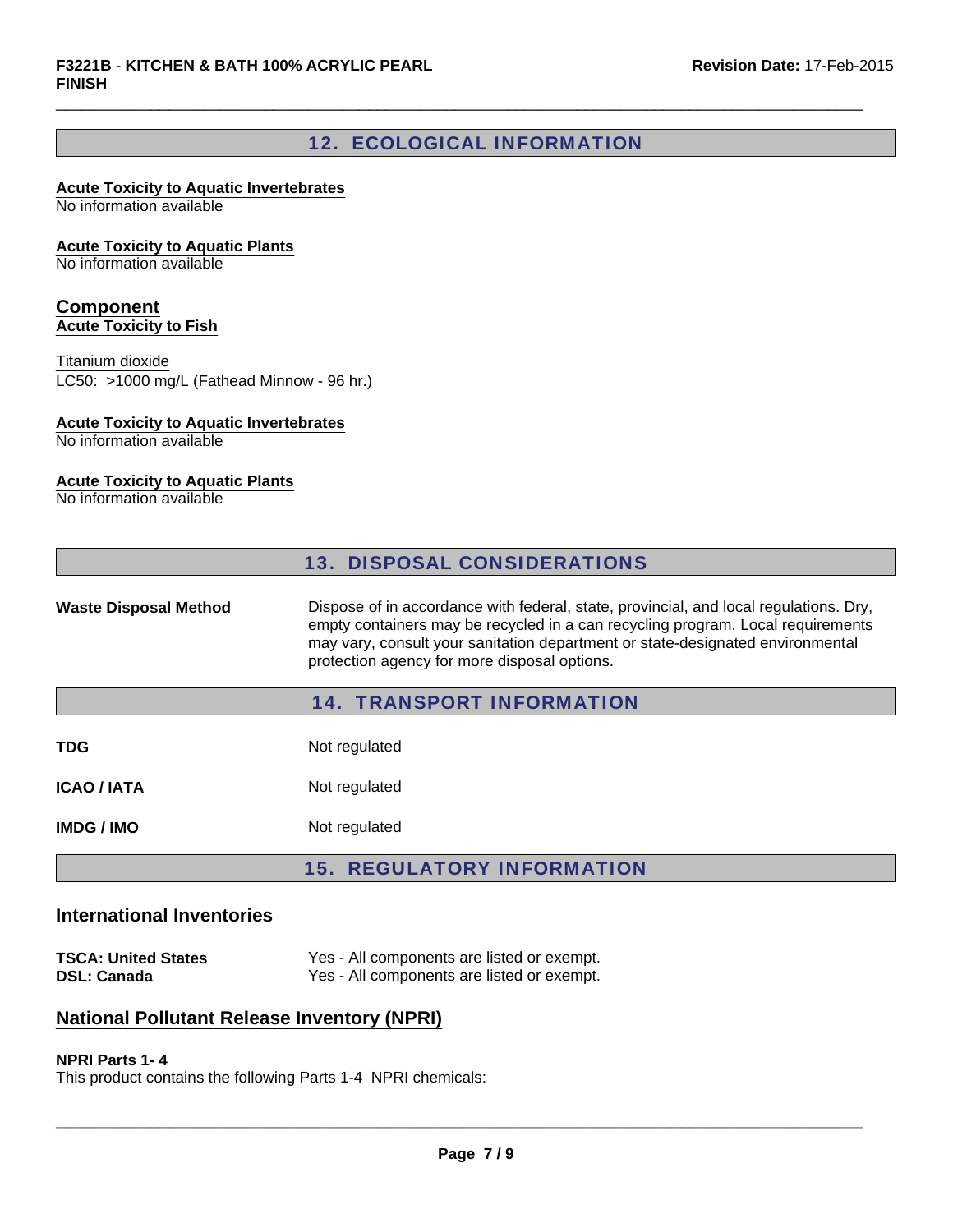## 12. ECOLOGICAL INFORMATION

**Acute Toxicity to Aquatic Invertebrates**
No information available

**Acute Toxicity to Aquatic Plants**
No information available

### Component

**Acute Toxicity to Fish**

Titanium dioxide
LC50: >1000 mg/L (Fathead Minnow - 96 hr.)

**Acute Toxicity to Aquatic Invertebrates**
No information available

**Acute Toxicity to Aquatic Plants**
No information available

## 13. DISPOSAL CONSIDERATIONS

| | |
|---|---|
| **Waste Disposal Method** | Dispose of in accordance with federal, state, provincial, and local regulations. Dry, empty containers may be recycled in a can recycling program. Local requirements may vary, consult your sanitation department or state-designated environmental protection agency for more disposal options. |

## 14. TRANSPORT INFORMATION

| | |
|---|---|
| **TDG** | Not regulated |
| **ICAO / IATA** | Not regulated |
| **IMDG / IMO** | Not regulated |

## 15. REGULATORY INFORMATION

### International Inventories

| | |
|---|---|
| **TSCA: United States** | Yes - All components are listed or exempt. |
| **DSL: Canada** | Yes - All components are listed or exempt. |

### National Pollutant Release Inventory (NPRI)

**NPRI Parts 1- 4**
This product contains the following Parts 1-4 NPRI chemicals: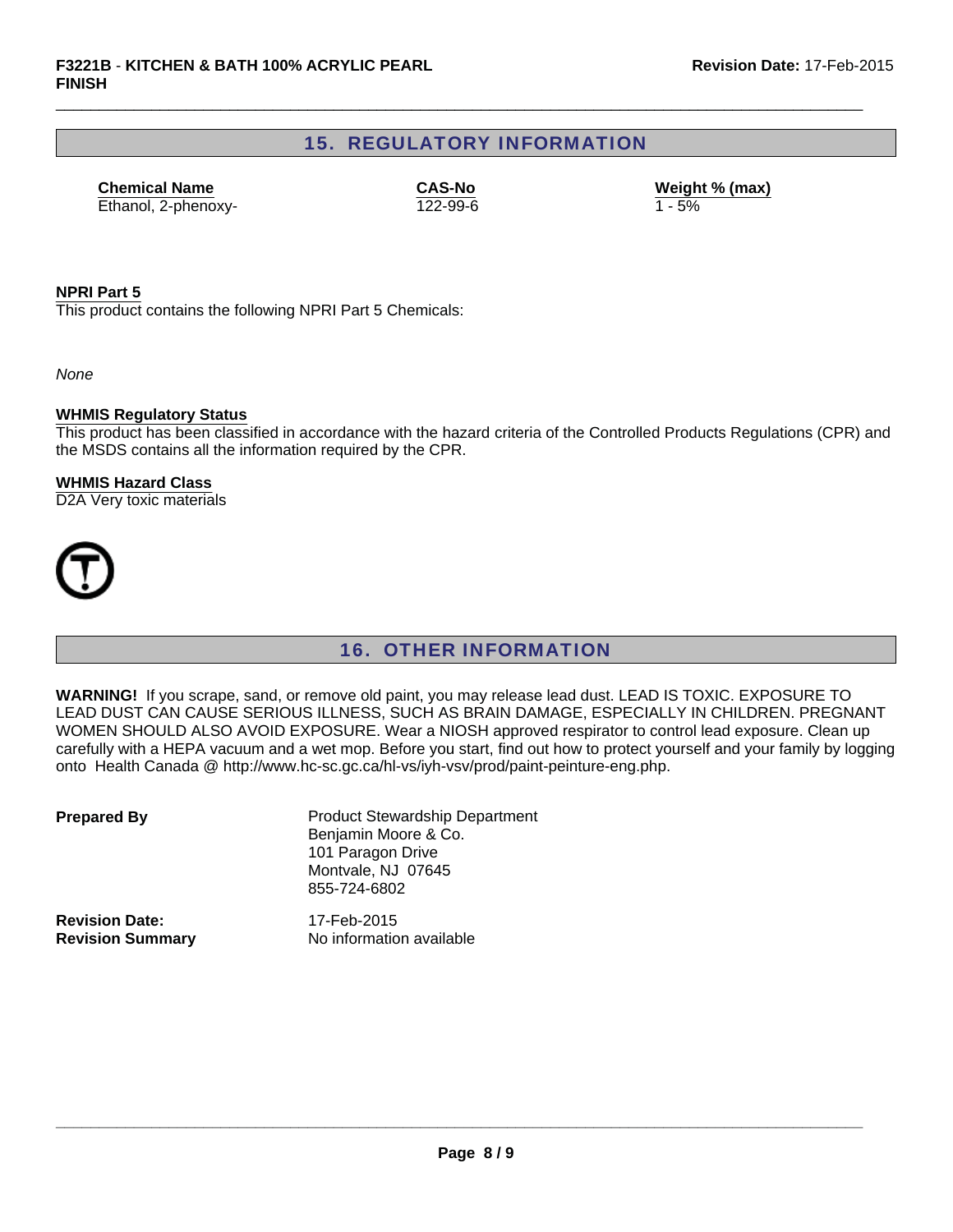## 15. REGULATORY INFORMATION

| Chemical Name | CAS-No | Weight % (max) |
| --- | --- | --- |
| Ethanol, 2-phenoxy- | 122-99-6 | 1 - 5% |

**NPRI Part 5**

This product contains the following NPRI Part 5 Chemicals:

*None*

**WHMIS Regulatory Status**

This product has been classified in accordance with the hazard criteria of the Controlled Products Regulations (CPR) and the MSDS contains all the information required by the CPR.

**WHMIS Hazard Class**

D2A Very toxic materials

## 16. OTHER INFORMATION

**WARNING!** If you scrape, sand, or remove old paint, you may release lead dust. LEAD IS TOXIC. EXPOSURE TO LEAD DUST CAN CAUSE SERIOUS ILLNESS, SUCH AS BRAIN DAMAGE, ESPECIALLY IN CHILDREN. PREGNANT WOMEN SHOULD ALSO AVOID EXPOSURE. Wear a NIOSH approved respirator to control lead exposure. Clean up carefully with a HEPA vacuum and a wet mop. Before you start, find out how to protect yourself and your family by logging onto Health Canada @ http://www.hc-sc.gc.ca/hl-vs/iyh-vsv/prod/paint-peinture-eng.php.

**Prepared By**

Product Stewardship Department
Benjamin Moore & Co.
101 Paragon Drive
Montvale, NJ 07645
855-724-6802

**Revision Date:** 17-Feb-2015

**Revision Summary** No information available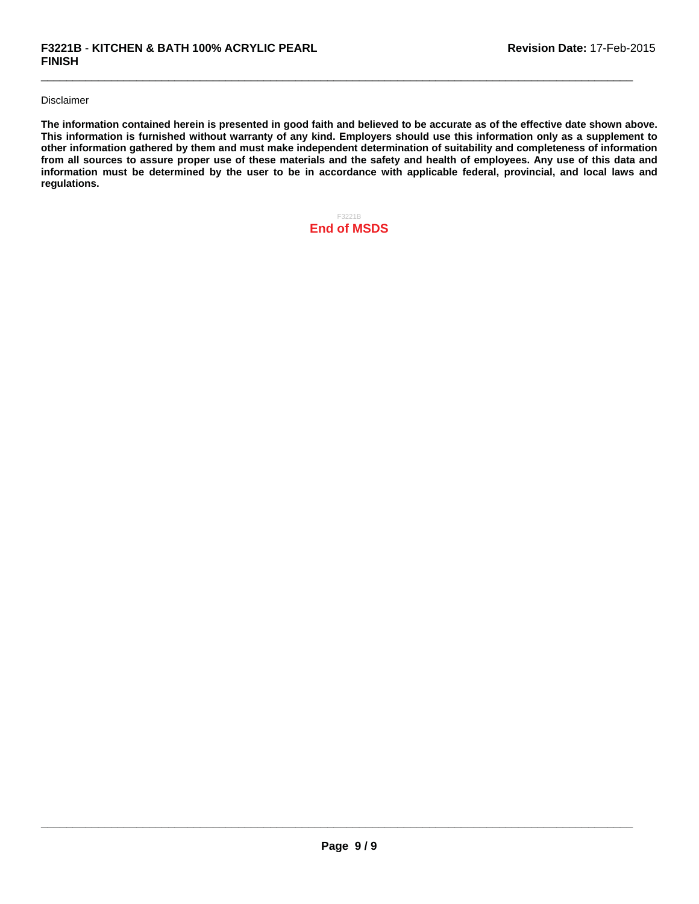Disclaimer

**The information contained herein is presented in good faith and believed to be accurate as of the effective date shown above. This information is furnished without warranty of any kind. Employers should use this information only as a supplement to other information gathered by them and must make independent determination of suitability and completeness of information from all sources to assure proper use of these materials and the safety and health of employees. Any use of this data and information must be determined by the user to be in accordance with applicable federal, provincial, and local laws and regulations.**

F3221B

**End of MSDS**